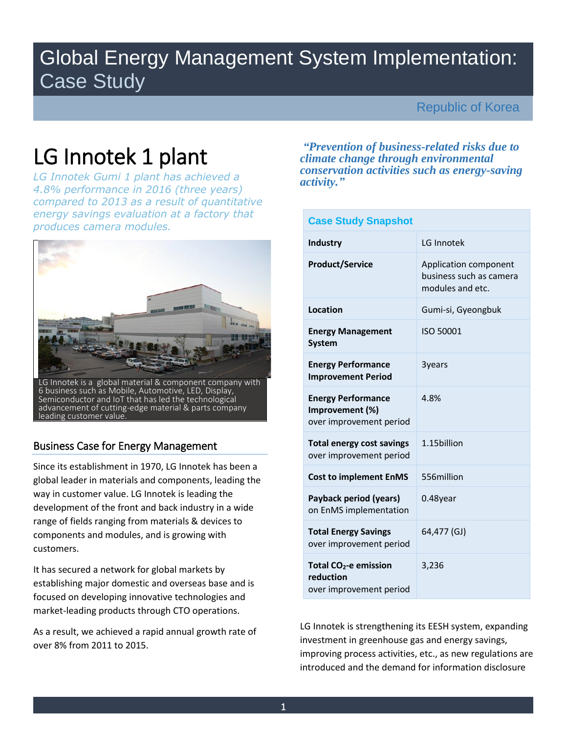# Global Energy Management System Implementation: Case Study

Republic of Korea

# LG Innotek 1 plant

*LG Innotek Gumi 1 plant has achieved a 4.8% performance in 2016 (three years) compared to 2013 as a result of quantitative energy savings evaluation at a factory that produces camera modules.*

LG Innotek is a global material & component company with 6 business such as Mobile, Automotive, LED, Display, Semiconductor and IoT that has led the technological advancement of cutting-edge material & parts company leading customer value.

## Business Case for Energy Management

Since its establishment in 1970, LG Innotek has been a global leader in materials and components, leading the way in customer value. LG Innotek is leading the development of the front and back industry in a wide range of fields ranging from materials & devices to components and modules, and is growing with customers.

It has secured a network for global markets by establishing major domestic and overseas base and is focused on developing innovative technologies and market-leading products through CTO operations.

As a result, we achieved a rapid annual growth rate of over 8% from 2011 to 2015.

***"Prevention of business-related risks due to climate change through environmental conservation activities such as energy-saving activity."***

| Case Study Snapshot | |
|---|---|
| **Industry** | LG Innotek |
| **Product/Service** | Application component business such as camera modules and etc. |
| **Location** | Gumi-si, Gyeongbuk |
| **Energy Management System** | ISO 50001 |
| **Energy Performance Improvement Period** | 3years |
| **Energy Performance Improvement (%)** over improvement period | 4.8% |
| **Total energy cost savings** over improvement period | 1.15billion |
| **Cost to implement EnMS** | 556million |
| **Payback period (years)** on EnMS implementation | 0.48year |
| **Total Energy Savings** over improvement period | 64,477 (GJ) |
| **Total $CO_2$-e emission reduction** over improvement period | 3,236 |

LG Innotek is strengthening its EESH system, expanding investment in greenhouse gas and energy savings, improving process activities, etc., as new regulations are introduced and the demand for information disclosure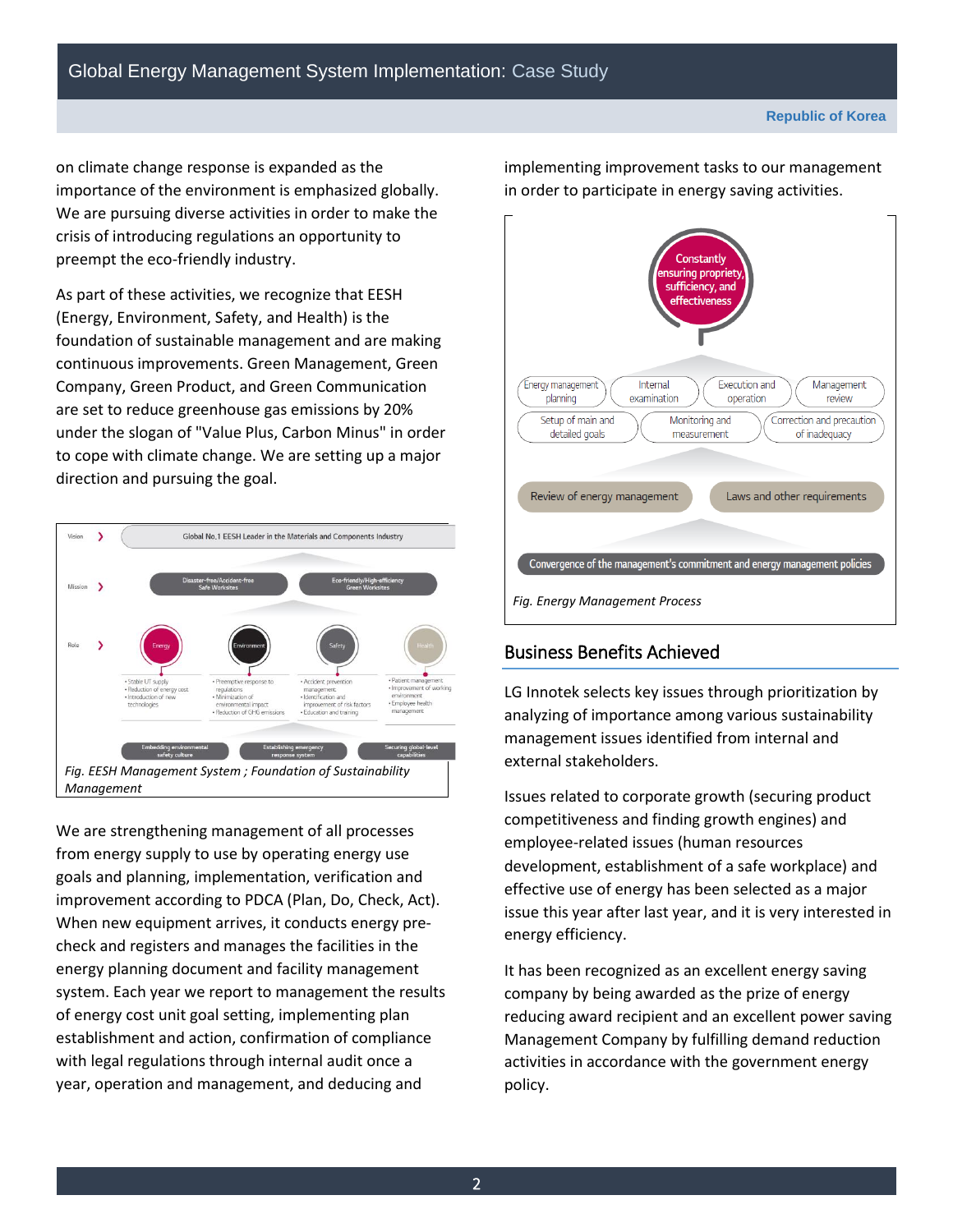on climate change response is expanded as the importance of the environment is emphasized globally. We are pursuing diverse activities in order to make the crisis of introducing regulations an opportunity to preempt the eco-friendly industry.

As part of these activities, we recognize that EESH (Energy, Environment, Safety, and Health) is the foundation of sustainable management and are making continuous improvements. Green Management, Green Company, Green Product, and Green Communication are set to reduce greenhouse gas emissions by 20% under the slogan of "Value Plus, Carbon Minus" in order to cope with climate change. We are setting up a major direction and pursuing the goal.

*Fig. EESH Management System ; Foundation of Sustainability Management*

We are strengthening management of all processes from energy supply to use by operating energy use goals and planning, implementation, verification and improvement according to PDCA (Plan, Do, Check, Act). When new equipment arrives, it conducts energy pre-check and registers and manages the facilities in the energy planning document and facility management system. Each year we report to management the results of energy cost unit goal setting, implementing plan establishment and action, confirmation of compliance with legal regulations through internal audit once a year, operation and management, and deducing and implementing improvement tasks to our management in order to participate in energy saving activities.

*Fig. Energy Management Process*

## Business Benefits Achieved

LG Innotek selects key issues through prioritization by analyzing of importance among various sustainability management issues identified from internal and external stakeholders.

Issues related to corporate growth (securing product competitiveness and finding growth engines) and employee-related issues (human resources development, establishment of a safe workplace) and effective use of energy has been selected as a major issue this year after last year, and it is very interested in energy efficiency.

It has been recognized as an excellent energy saving company by being awarded as the prize of energy reducing award recipient and an excellent power saving Management Company by fulfilling demand reduction activities in accordance with the government energy policy.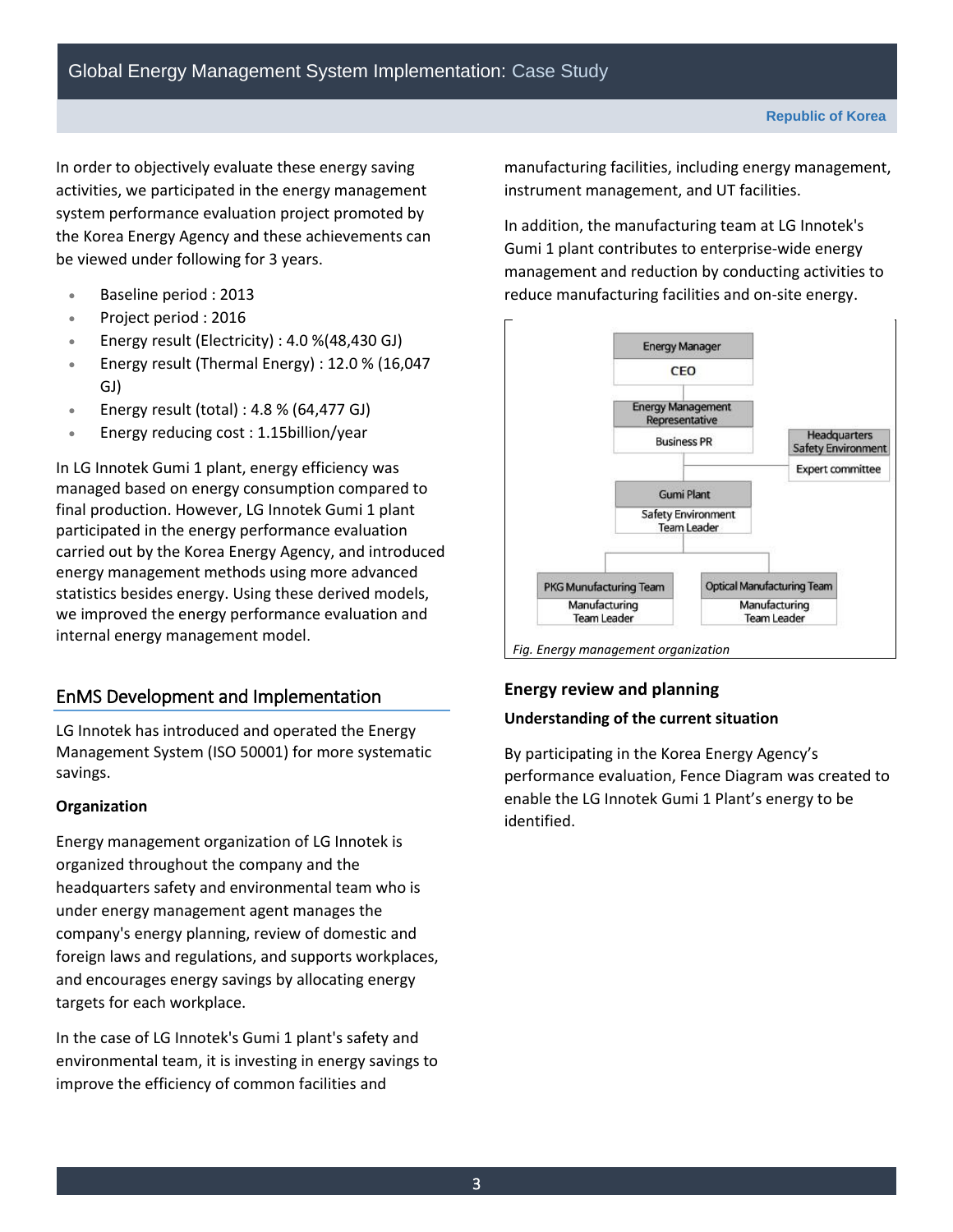In order to objectively evaluate these energy saving activities, we participated in the energy management system performance evaluation project promoted by the Korea Energy Agency and these achievements can be viewed under following for 3 years.

- Baseline period : 2013
- Project period : 2016
- Energy result (Electricity) : 4.0 %(48,430 GJ)
- Energy result (Thermal Energy) : 12.0 % (16,047 GJ)
- Energy result (total) : 4.8 % (64,477 GJ)
- Energy reducing cost : 1.15billion/year

In LG Innotek Gumi 1 plant, energy efficiency was managed based on energy consumption compared to final production. However, LG Innotek Gumi 1 plant participated in the energy performance evaluation carried out by the Korea Energy Agency, and introduced energy management methods using more advanced statistics besides energy. Using these derived models, we improved the energy performance evaluation and internal energy management model.

## EnMS Development and Implementation

LG Innotek has introduced and operated the Energy Management System (ISO 50001) for more systematic savings.

**Organization**

Energy management organization of LG Innotek is organized throughout the company and the headquarters safety and environmental team who is under energy management agent manages the company's energy planning, review of domestic and foreign laws and regulations, and supports workplaces, and encourages energy savings by allocating energy targets for each workplace.

In the case of LG Innotek's Gumi 1 plant's safety and environmental team, it is investing in energy savings to improve the efficiency of common facilities and manufacturing facilities, including energy management, instrument management, and UT facilities.

In addition, the manufacturing team at LG Innotek's Gumi 1 plant contributes to enterprise-wide energy management and reduction by conducting activities to reduce manufacturing facilities and on-site energy.

Energy Manager
CEO

Energy Management Representative
Business PR

Headquarters Safety Environment
Expert committee

Gumi Plant
Safety Environment Team Leader

PKG Munufacturing Team
Manufacturing Team Leader

Optical Manufacturing Team
Manufacturing Team Leader

*Fig. Energy management organization*

**Energy review and planning**

**Understanding of the current situation**

By participating in the Korea Energy Agency's performance evaluation, Fence Diagram was created to enable the LG Innotek Gumi 1 Plant's energy to be identified.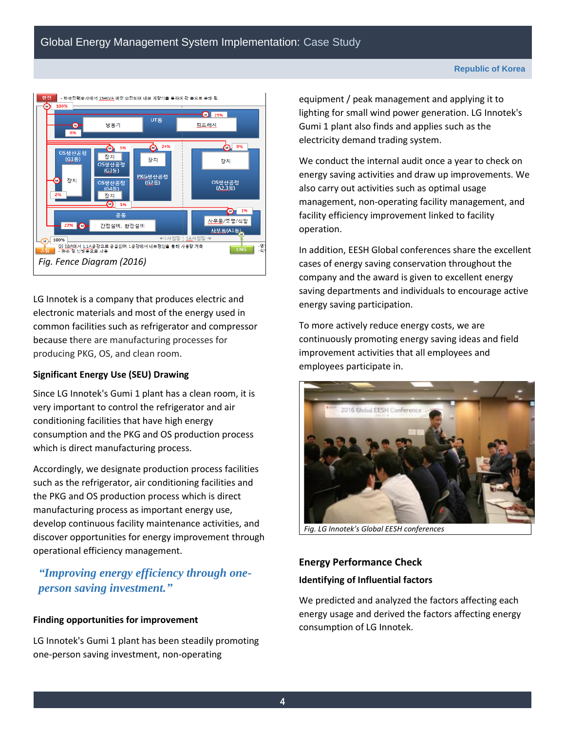Fig. Fence Diagram (2016)

LG Innotek is a company that produces electric and electronic materials and most of the energy used in common facilities such as refrigerator and compressor because there are manufacturing processes for producing PKG, OS, and clean room.

**Significant Energy Use (SEU) Drawing**

Since LG Innotek's Gumi 1 plant has a clean room, it is very important to control the refrigerator and air conditioning facilities that have high energy consumption and the PKG and OS production process which is direct manufacturing process.

Accordingly, we designate production process facilities such as the refrigerator, air conditioning facilities and the PKG and OS production process which is direct manufacturing process as important energy use, develop continuous facility maintenance activities, and discover opportunities for energy improvement through operational efficiency management.

*“Improving energy efficiency through one-person saving investment.”*

**Finding opportunities for improvement**

LG Innotek's Gumi 1 plant has been steadily promoting one-person saving investment, non-operating equipment / peak management and applying it to lighting for small wind power generation. LG Innotek's Gumi 1 plant also finds and applies such as the electricity demand trading system.

We conduct the internal audit once a year to check on energy saving activities and draw up improvements. We also carry out activities such as optimal usage management, non-operating facility management, and facility efficiency improvement linked to facility operation.

In addition, EESH Global conferences share the excellent cases of energy saving conservation throughout the company and the award is given to excellent energy saving departments and individuals to encourage active energy saving participation.

To more actively reduce energy costs, we are continuously promoting energy saving ideas and field improvement activities that all employees and employees participate in.

Fig. LG Innotek’s Global EESH conferences

## Energy Performance Check

**Identifying of Influential factors**

We predicted and analyzed the factors affecting each energy usage and derived the factors affecting energy consumption of LG Innotek.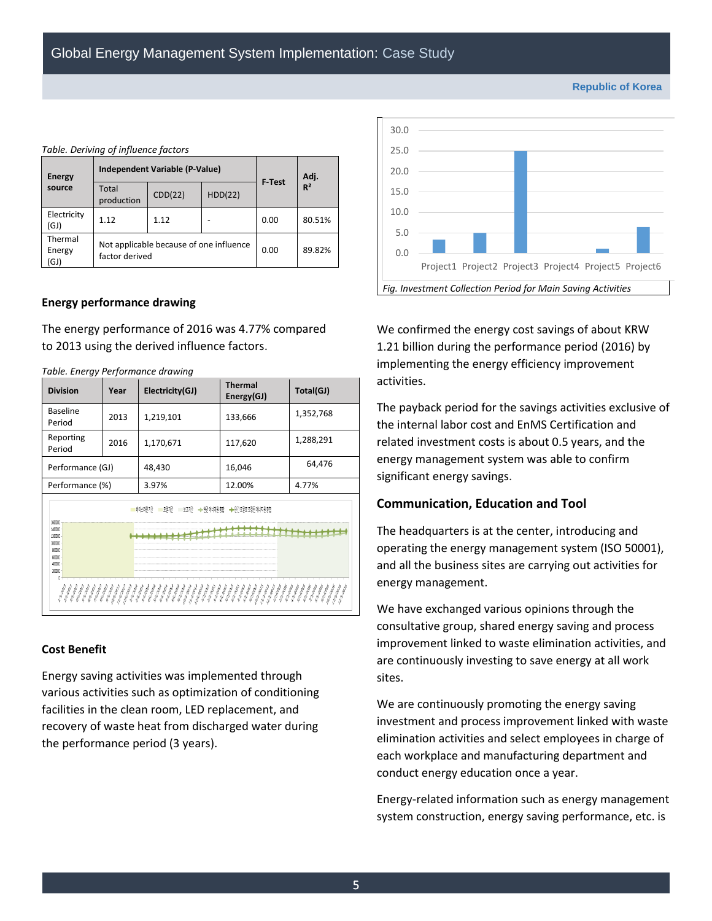*Table. Deriving of influence factors*

| Energy source | Independent Variable (P-Value) | | | F-Test | Adj. $R^2$ |
|---|---|---|---|---|---|
| | Total production | CDD(22) | HDD(22) | | |
| Electricity (GJ) | 1.12 | 1.12 | - | 0.00 | 80.51% |
| Thermal Energy (GJ) | Not applicable because of one influence factor derived | | | 0.00 | 89.82% |

## Energy performance drawing

The energy performance of 2016 was 4.77% compared to 2013 using the derived influence factors.

*Table. Energy Performance drawing*

| Division | Year | Electricity(GJ) | Thermal Energy(GJ) | Total(GJ) |
|---|---|---|---|---|
| Baseline Period | 2013 | 1,219,101 | 133,666 | 1,352,768 |
| Reporting Period | 2016 | 1,170,671 | 117,620 | 1,288,291 |
| Performance (GJ) | | 48,430 | 16,046 | 64,476 |
| Performance (%) | | 3.97% | 12.00% | 4.77% |

## Cost Benefit

Energy saving activities was implemented through various activities such as optimization of conditioning facilities in the clean room, LED replacement, and recovery of waste heat from discharged water during the performance period (3 years).

*Fig. Investment Collection Period for Main Saving Activities*

We confirmed the energy cost savings of about KRW 1.21 billion during the performance period (2016) by implementing the energy efficiency improvement activities.

The payback period for the savings activities exclusive of the internal labor cost and EnMS Certification and related investment costs is about 0.5 years, and the energy management system was able to confirm significant energy savings.

## Communication, Education and Tool

The headquarters is at the center, introducing and operating the energy management system (ISO 50001), and all the business sites are carrying out activities for energy management.

We have exchanged various opinions through the consultative group, shared energy saving and process improvement linked to waste elimination activities, and are continuously investing to save energy at all work sites.

We are continuously promoting the energy saving investment and process improvement linked with waste elimination activities and select employees in charge of each workplace and manufacturing department and conduct energy education once a year.

Energy-related information such as energy management system construction, energy saving performance, etc. is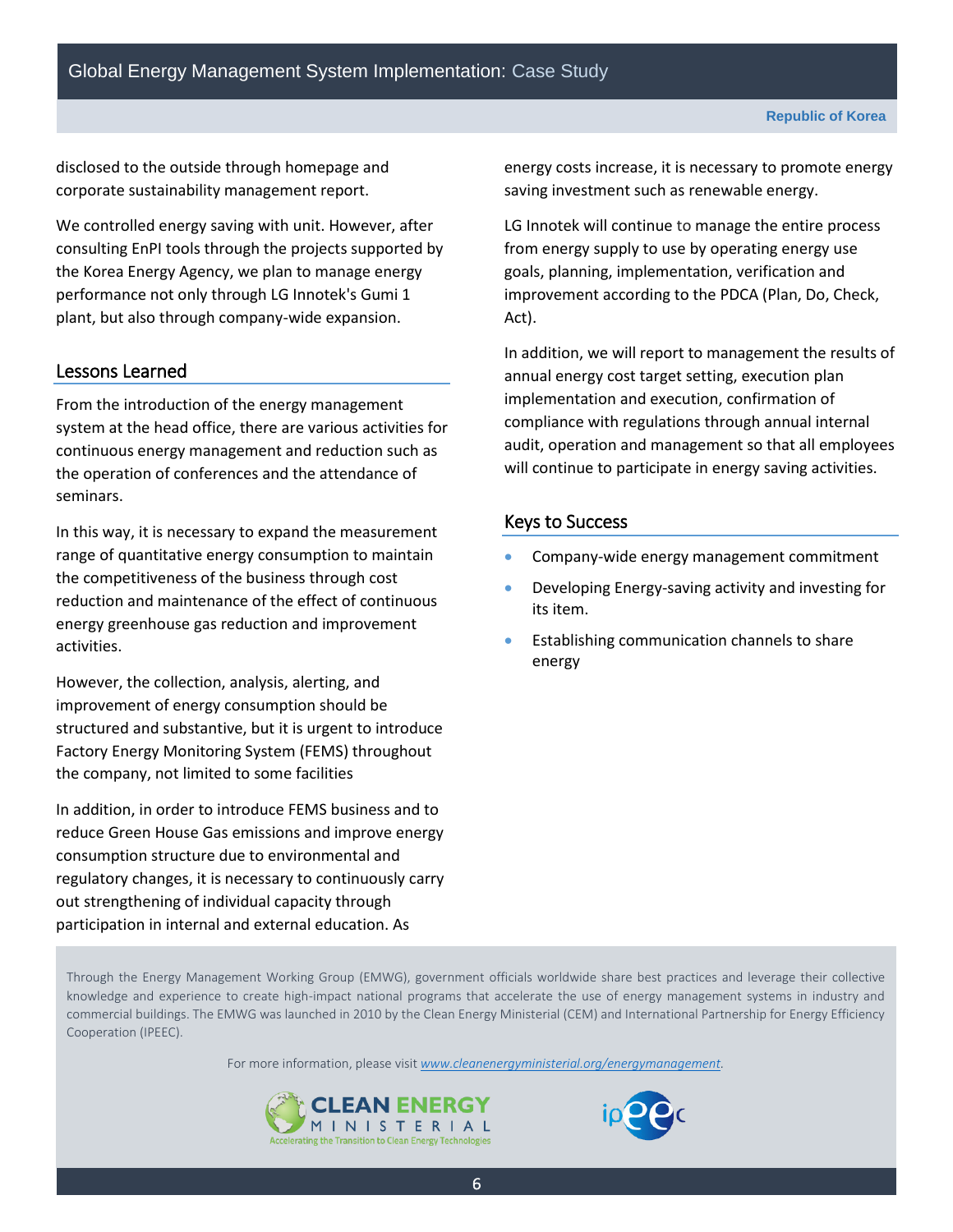disclosed to the outside through homepage and corporate sustainability management report.

We controlled energy saving with unit. However, after consulting EnPI tools through the projects supported by the Korea Energy Agency, we plan to manage energy performance not only through LG Innotek's Gumi 1 plant, but also through company-wide expansion.

## Lessons Learned

From the introduction of the energy management system at the head office, there are various activities for continuous energy management and reduction such as the operation of conferences and the attendance of seminars.

In this way, it is necessary to expand the measurement range of quantitative energy consumption to maintain the competitiveness of the business through cost reduction and maintenance of the effect of continuous energy greenhouse gas reduction and improvement activities.

However, the collection, analysis, alerting, and improvement of energy consumption should be structured and substantive, but it is urgent to introduce Factory Energy Monitoring System (FEMS) throughout the company, not limited to some facilities

In addition, in order to introduce FEMS business and to reduce Green House Gas emissions and improve energy consumption structure due to environmental and regulatory changes, it is necessary to continuously carry out strengthening of individual capacity through participation in internal and external education. As energy costs increase, it is necessary to promote energy saving investment such as renewable energy.

LG Innotek will continue to manage the entire process from energy supply to use by operating energy use goals, planning, implementation, verification and improvement according to the PDCA (Plan, Do, Check, Act).

In addition, we will report to management the results of annual energy cost target setting, execution plan implementation and execution, confirmation of compliance with regulations through annual internal audit, operation and management so that all employees will continue to participate in energy saving activities.

## Keys to Success

- Company-wide energy management commitment
- Developing Energy-saving activity and investing for its item.
- Establishing communication channels to share energy

Through the Energy Management Working Group (EMWG), government officials worldwide share best practices and leverage their collective knowledge and experience to create high-impact national programs that accelerate the use of energy management systems in industry and commercial buildings. The EMWG was launched in 2010 by the Clean Energy Ministerial (CEM) and International Partnership for Energy Efficiency Cooperation (IPEEC).

For more information, please visit *www.cleanenergyministerial.org/energymanagement*.